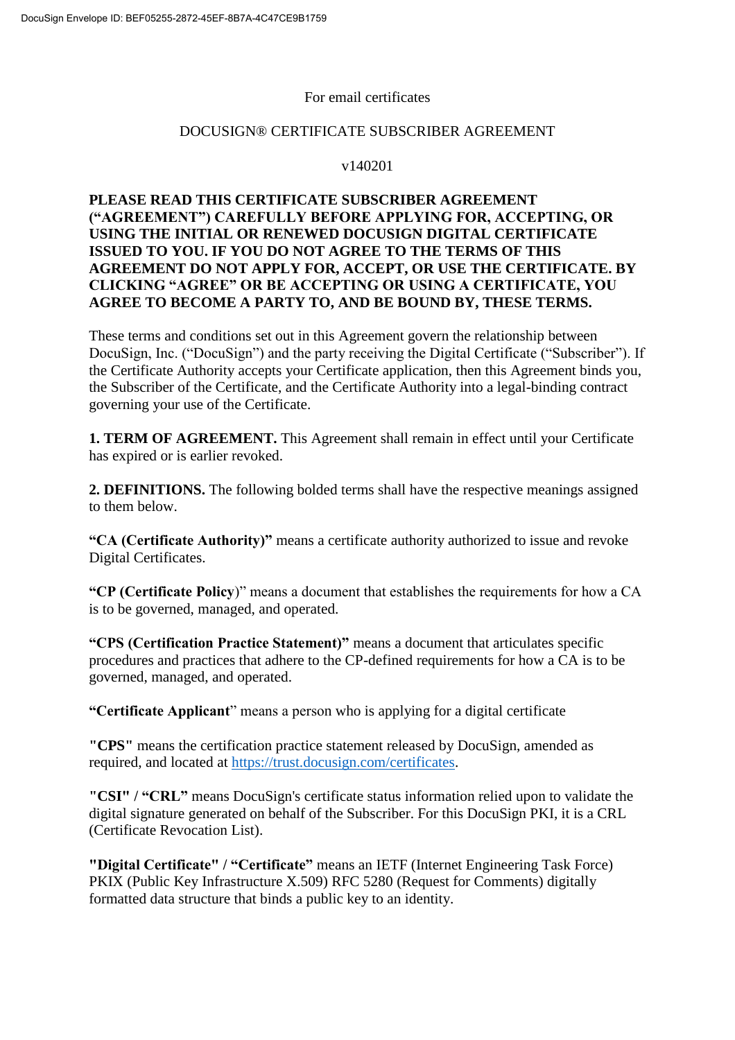For email certificates

# DOCUSIGN® CERTIFICATE SUBSCRIBER AGREEMENT

v140201

**PLEASE READ THIS CERTIFICATE SUBSCRIBER AGREEMENT ("AGREEMENT") CAREFULLY BEFORE APPLYING FOR, ACCEPTING, OR USING THE INITIAL OR RENEWED DOCUSIGN DIGITAL CERTIFICATE ISSUED TO YOU. IF YOU DO NOT AGREE TO THE TERMS OF THIS AGREEMENT DO NOT APPLY FOR, ACCEPT, OR USE THE CERTIFICATE. BY CLICKING "AGREE" OR BE ACCEPTING OR USING A CERTIFICATE, YOU AGREE TO BECOME A PARTY TO, AND BE BOUND BY, THESE TERMS.**

These terms and conditions set out in this Agreement govern the relationship between DocuSign, Inc. ("DocuSign") and the party receiving the Digital Certificate ("Subscriber"). If the Certificate Authority accepts your Certificate application, then this Agreement binds you, the Subscriber of the Certificate, and the Certificate Authority into a legal-binding contract governing your use of the Certificate.

**1. TERM OF AGREEMENT.** This Agreement shall remain in effect until your Certificate has expired or is earlier revoked.

**2. DEFINITIONS.** The following bolded terms shall have the respective meanings assigned to them below.

**"CA (Certificate Authority)"** means a certificate authority authorized to issue and revoke Digital Certificates.

**"CP (Certificate Policy**)" means a document that establishes the requirements for how a CA is to be governed, managed, and operated.

**"CPS (Certification Practice Statement)"** means a document that articulates specific procedures and practices that adhere to the CP-defined requirements for how a CA is to be governed, managed, and operated.

**"Certificate Applicant**" means a person who is applying for a digital certificate

**"CPS"** means the certification practice statement released by DocuSign, amended as required, and located at https://trust.docusign.com/certificates.

**"CSI" / "CRL"** means DocuSign's certificate status information relied upon to validate the digital signature generated on behalf of the Subscriber. For this DocuSign PKI, it is a CRL (Certificate Revocation List).

**"Digital Certificate" / "Certificate"** means an IETF (Internet Engineering Task Force) PKIX (Public Key Infrastructure X.509) RFC 5280 (Request for Comments) digitally formatted data structure that binds a public key to an identity.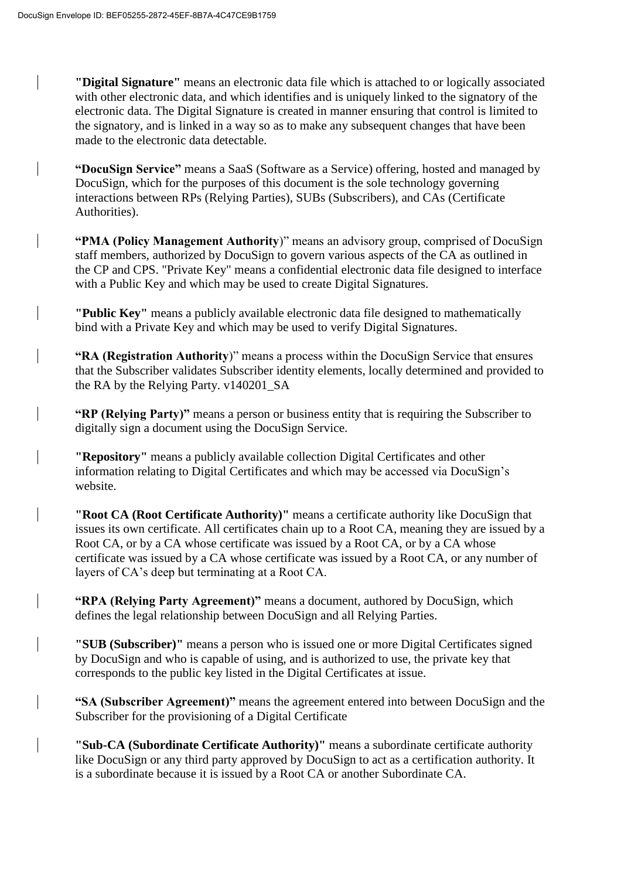**"Digital Signature"** means an electronic data file which is attached to or logically associated with other electronic data, and which identifies and is uniquely linked to the signatory of the electronic data. The Digital Signature is created in manner ensuring that control is limited to the signatory, and is linked in a way so as to make any subsequent changes that have been made to the electronic data detectable.

**"DocuSign Service"** means a SaaS (Software as a Service) offering, hosted and managed by DocuSign, which for the purposes of this document is the sole technology governing interactions between RPs (Relying Parties), SUBs (Subscribers), and CAs (Certificate Authorities).

**"PMA (Policy Management Authority**)" means an advisory group, comprised of DocuSign staff members, authorized by DocuSign to govern various aspects of the CA as outlined in the CP and CPS. "Private Key" means a confidential electronic data file designed to interface with a Public Key and which may be used to create Digital Signatures.

**"Public Key"** means a publicly available electronic data file designed to mathematically bind with a Private Key and which may be used to verify Digital Signatures.

**"RA (Registration Authority**)" means a process within the DocuSign Service that ensures that the Subscriber validates Subscriber identity elements, locally determined and provided to the RA by the Relying Party. v140201_SA

**"RP (Relying Party)"** means a person or business entity that is requiring the Subscriber to digitally sign a document using the DocuSign Service.

**"Repository"** means a publicly available collection Digital Certificates and other information relating to Digital Certificates and which may be accessed via DocuSign's website.

**"Root CA (Root Certificate Authority)"** means a certificate authority like DocuSign that issues its own certificate. All certificates chain up to a Root CA, meaning they are issued by a Root CA, or by a CA whose certificate was issued by a Root CA, or by a CA whose certificate was issued by a CA whose certificate was issued by a Root CA, or any number of layers of CA's deep but terminating at a Root CA.

**"RPA (Relying Party Agreement)"** means a document, authored by DocuSign, which defines the legal relationship between DocuSign and all Relying Parties.

**"SUB (Subscriber)"** means a person who is issued one or more Digital Certificates signed by DocuSign and who is capable of using, and is authorized to use, the private key that corresponds to the public key listed in the Digital Certificates at issue.

**"SA (Subscriber Agreement)"** means the agreement entered into between DocuSign and the Subscriber for the provisioning of a Digital Certificate

**"Sub-CA (Subordinate Certificate Authority)"** means a subordinate certificate authority like DocuSign or any third party approved by DocuSign to act as a certification authority. It is a subordinate because it is issued by a Root CA or another Subordinate CA.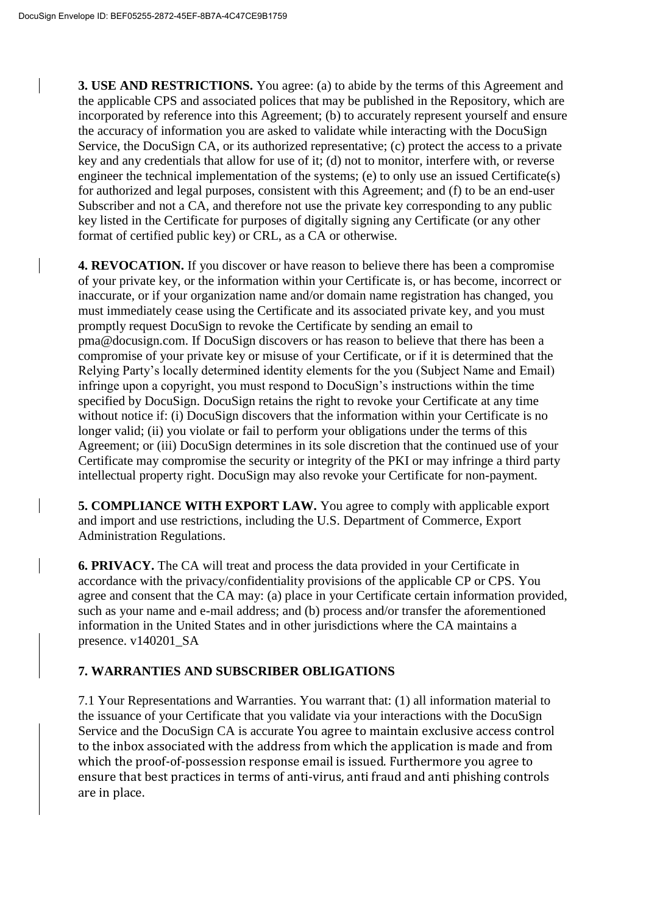**3. USE AND RESTRICTIONS.** You agree: (a) to abide by the terms of this Agreement and the applicable CPS and associated polices that may be published in the Repository, which are incorporated by reference into this Agreement; (b) to accurately represent yourself and ensure the accuracy of information you are asked to validate while interacting with the DocuSign Service, the DocuSign CA, or its authorized representative; (c) protect the access to a private key and any credentials that allow for use of it; (d) not to monitor, interfere with, or reverse engineer the technical implementation of the systems; (e) to only use an issued Certificate(s) for authorized and legal purposes, consistent with this Agreement; and (f) to be an end-user Subscriber and not a CA, and therefore not use the private key corresponding to any public key listed in the Certificate for purposes of digitally signing any Certificate (or any other format of certified public key) or CRL, as a CA or otherwise.

**4. REVOCATION.** If you discover or have reason to believe there has been a compromise of your private key, or the information within your Certificate is, or has become, incorrect or inaccurate, or if your organization name and/or domain name registration has changed, you must immediately cease using the Certificate and its associated private key, and you must promptly request DocuSign to revoke the Certificate by sending an email to pma@docusign.com. If DocuSign discovers or has reason to believe that there has been a compromise of your private key or misuse of your Certificate, or if it is determined that the Relying Party's locally determined identity elements for the you (Subject Name and Email) infringe upon a copyright, you must respond to DocuSign's instructions within the time specified by DocuSign. DocuSign retains the right to revoke your Certificate at any time without notice if: (i) DocuSign discovers that the information within your Certificate is no longer valid; (ii) you violate or fail to perform your obligations under the terms of this Agreement; or (iii) DocuSign determines in its sole discretion that the continued use of your Certificate may compromise the security or integrity of the PKI or may infringe a third party intellectual property right. DocuSign may also revoke your Certificate for non-payment.

**5. COMPLIANCE WITH EXPORT LAW.** You agree to comply with applicable export and import and use restrictions, including the U.S. Department of Commerce, Export Administration Regulations.

**6. PRIVACY.** The CA will treat and process the data provided in your Certificate in accordance with the privacy/confidentiality provisions of the applicable CP or CPS. You agree and consent that the CA may: (a) place in your Certificate certain information provided, such as your name and e-mail address; and (b) process and/or transfer the aforementioned information in the United States and in other jurisdictions where the CA maintains a presence. v140201_SA

**7. WARRANTIES AND SUBSCRIBER OBLIGATIONS**

7.1 Your Representations and Warranties. You warrant that: (1) all information material to the issuance of your Certificate that you validate via your interactions with the DocuSign Service and the DocuSign CA is accurate You agree to maintain exclusive access control to the inbox associated with the address from which the application is made and from which the proof-of-possession response email is issued. Furthermore you agree to ensure that best practices in terms of anti-virus, anti fraud and anti phishing controls are in place.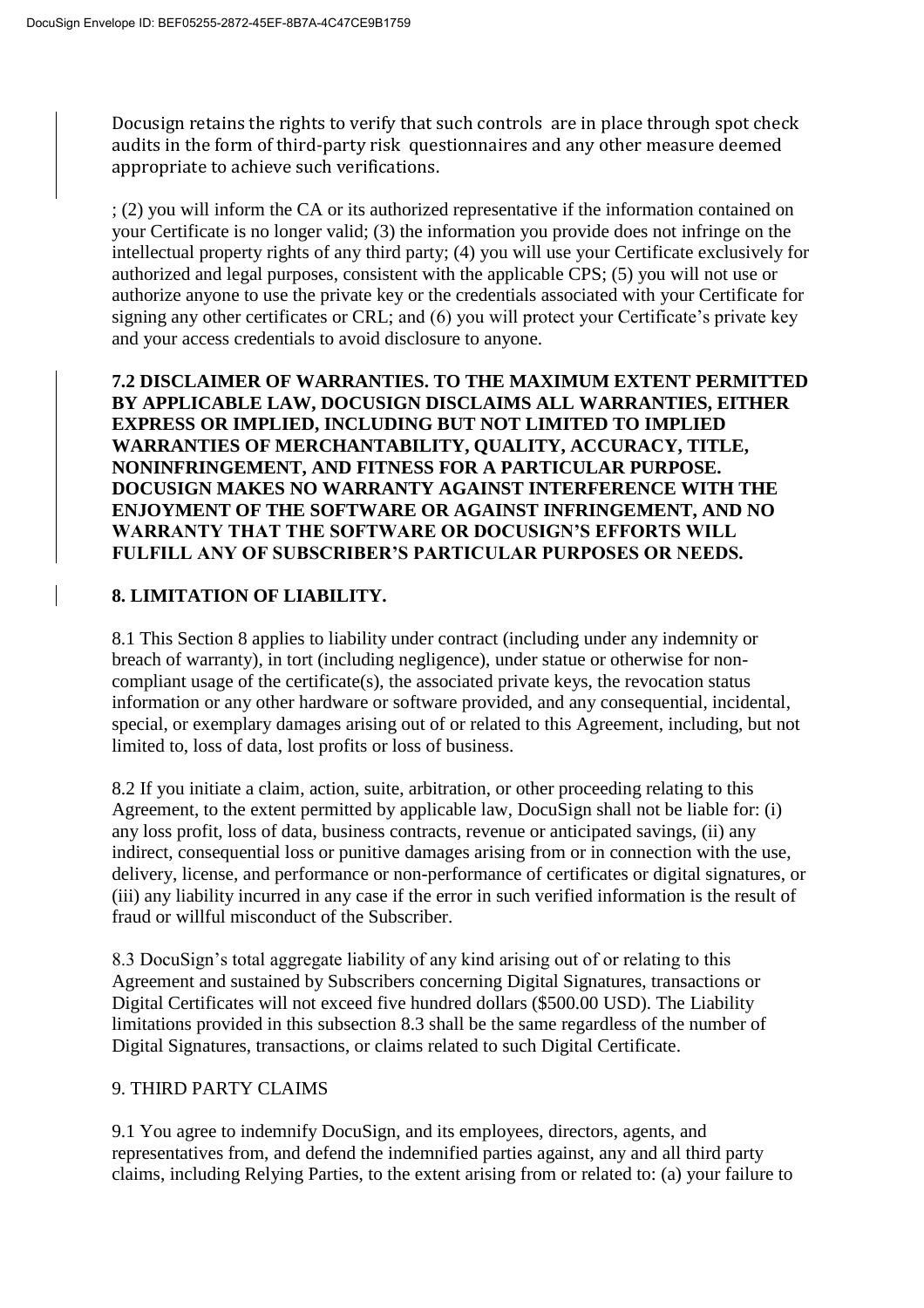Docusign retains the rights to verify that such controls are in place through spot check audits in the form of third-party risk questionnaires and any other measure deemed appropriate to achieve such verifications.

; (2) you will inform the CA or its authorized representative if the information contained on your Certificate is no longer valid; (3) the information you provide does not infringe on the intellectual property rights of any third party; (4) you will use your Certificate exclusively for authorized and legal purposes, consistent with the applicable CPS; (5) you will not use or authorize anyone to use the private key or the credentials associated with your Certificate for signing any other certificates or CRL; and (6) you will protect your Certificate's private key and your access credentials to avoid disclosure to anyone.

**7.2 DISCLAIMER OF WARRANTIES. TO THE MAXIMUM EXTENT PERMITTED BY APPLICABLE LAW, DOCUSIGN DISCLAIMS ALL WARRANTIES, EITHER EXPRESS OR IMPLIED, INCLUDING BUT NOT LIMITED TO IMPLIED WARRANTIES OF MERCHANTABILITY, QUALITY, ACCURACY, TITLE, NONINFRINGEMENT, AND FITNESS FOR A PARTICULAR PURPOSE. DOCUSIGN MAKES NO WARRANTY AGAINST INTERFERENCE WITH THE ENJOYMENT OF THE SOFTWARE OR AGAINST INFRINGEMENT, AND NO WARRANTY THAT THE SOFTWARE OR DOCUSIGN'S EFFORTS WILL FULFILL ANY OF SUBSCRIBER'S PARTICULAR PURPOSES OR NEEDS.**

## 8. LIMITATION OF LIABILITY.

8.1 This Section 8 applies to liability under contract (including under any indemnity or breach of warranty), in tort (including negligence), under statue or otherwise for non-compliant usage of the certificate(s), the associated private keys, the revocation status information or any other hardware or software provided, and any consequential, incidental, special, or exemplary damages arising out of or related to this Agreement, including, but not limited to, loss of data, lost profits or loss of business.

8.2 If you initiate a claim, action, suite, arbitration, or other proceeding relating to this Agreement, to the extent permitted by applicable law, DocuSign shall not be liable for: (i) any loss profit, loss of data, business contracts, revenue or anticipated savings, (ii) any indirect, consequential loss or punitive damages arising from or in connection with the use, delivery, license, and performance or non-performance of certificates or digital signatures, or (iii) any liability incurred in any case if the error in such verified information is the result of fraud or willful misconduct of the Subscriber.

8.3 DocuSign's total aggregate liability of any kind arising out of or relating to this Agreement and sustained by Subscribers concerning Digital Signatures, transactions or Digital Certificates will not exceed five hundred dollars ($500.00 USD). The Liability limitations provided in this subsection 8.3 shall be the same regardless of the number of Digital Signatures, transactions, or claims related to such Digital Certificate.

## 9. THIRD PARTY CLAIMS

9.1 You agree to indemnify DocuSign, and its employees, directors, agents, and representatives from, and defend the indemnified parties against, any and all third party claims, including Relying Parties, to the extent arising from or related to: (a) your failure to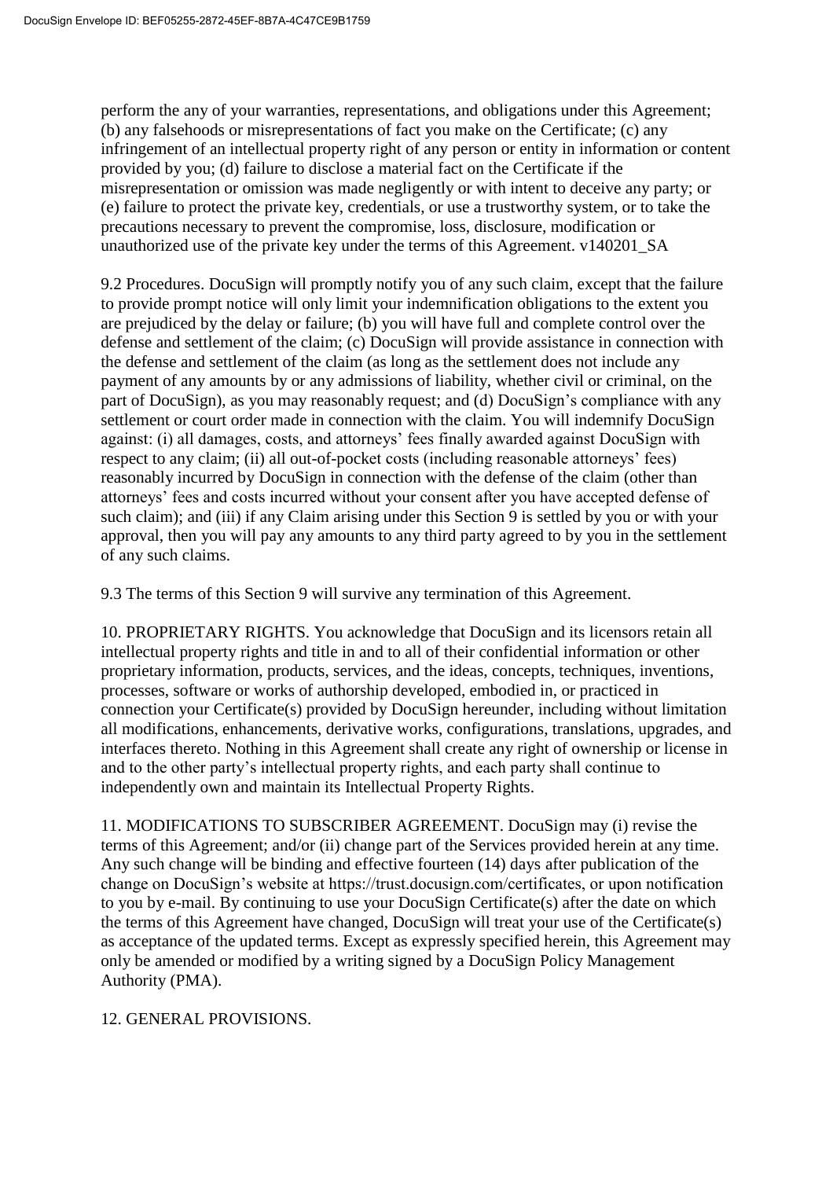perform the any of your warranties, representations, and obligations under this Agreement; (b) any falsehoods or misrepresentations of fact you make on the Certificate; (c) any infringement of an intellectual property right of any person or entity in information or content provided by you; (d) failure to disclose a material fact on the Certificate if the misrepresentation or omission was made negligently or with intent to deceive any party; or (e) failure to protect the private key, credentials, or use a trustworthy system, or to take the precautions necessary to prevent the compromise, loss, disclosure, modification or unauthorized use of the private key under the terms of this Agreement. v140201_SA

9.2 Procedures. DocuSign will promptly notify you of any such claim, except that the failure to provide prompt notice will only limit your indemnification obligations to the extent you are prejudiced by the delay or failure; (b) you will have full and complete control over the defense and settlement of the claim; (c) DocuSign will provide assistance in connection with the defense and settlement of the claim (as long as the settlement does not include any payment of any amounts by or any admissions of liability, whether civil or criminal, on the part of DocuSign), as you may reasonably request; and (d) DocuSign's compliance with any settlement or court order made in connection with the claim. You will indemnify DocuSign against: (i) all damages, costs, and attorneys' fees finally awarded against DocuSign with respect to any claim; (ii) all out-of-pocket costs (including reasonable attorneys' fees) reasonably incurred by DocuSign in connection with the defense of the claim (other than attorneys' fees and costs incurred without your consent after you have accepted defense of such claim); and (iii) if any Claim arising under this Section 9 is settled by you or with your approval, then you will pay any amounts to any third party agreed to by you in the settlement of any such claims.

9.3 The terms of this Section 9 will survive any termination of this Agreement.

10. PROPRIETARY RIGHTS. You acknowledge that DocuSign and its licensors retain all intellectual property rights and title in and to all of their confidential information or other proprietary information, products, services, and the ideas, concepts, techniques, inventions, processes, software or works of authorship developed, embodied in, or practiced in connection your Certificate(s) provided by DocuSign hereunder, including without limitation all modifications, enhancements, derivative works, configurations, translations, upgrades, and interfaces thereto. Nothing in this Agreement shall create any right of ownership or license in and to the other party's intellectual property rights, and each party shall continue to independently own and maintain its Intellectual Property Rights.

11. MODIFICATIONS TO SUBSCRIBER AGREEMENT. DocuSign may (i) revise the terms of this Agreement; and/or (ii) change part of the Services provided herein at any time. Any such change will be binding and effective fourteen (14) days after publication of the change on DocuSign's website at https://trust.docusign.com/certificates, or upon notification to you by e-mail. By continuing to use your DocuSign Certificate(s) after the date on which the terms of this Agreement have changed, DocuSign will treat your use of the Certificate(s) as acceptance of the updated terms. Except as expressly specified herein, this Agreement may only be amended or modified by a writing signed by a DocuSign Policy Management Authority (PMA).

12. GENERAL PROVISIONS.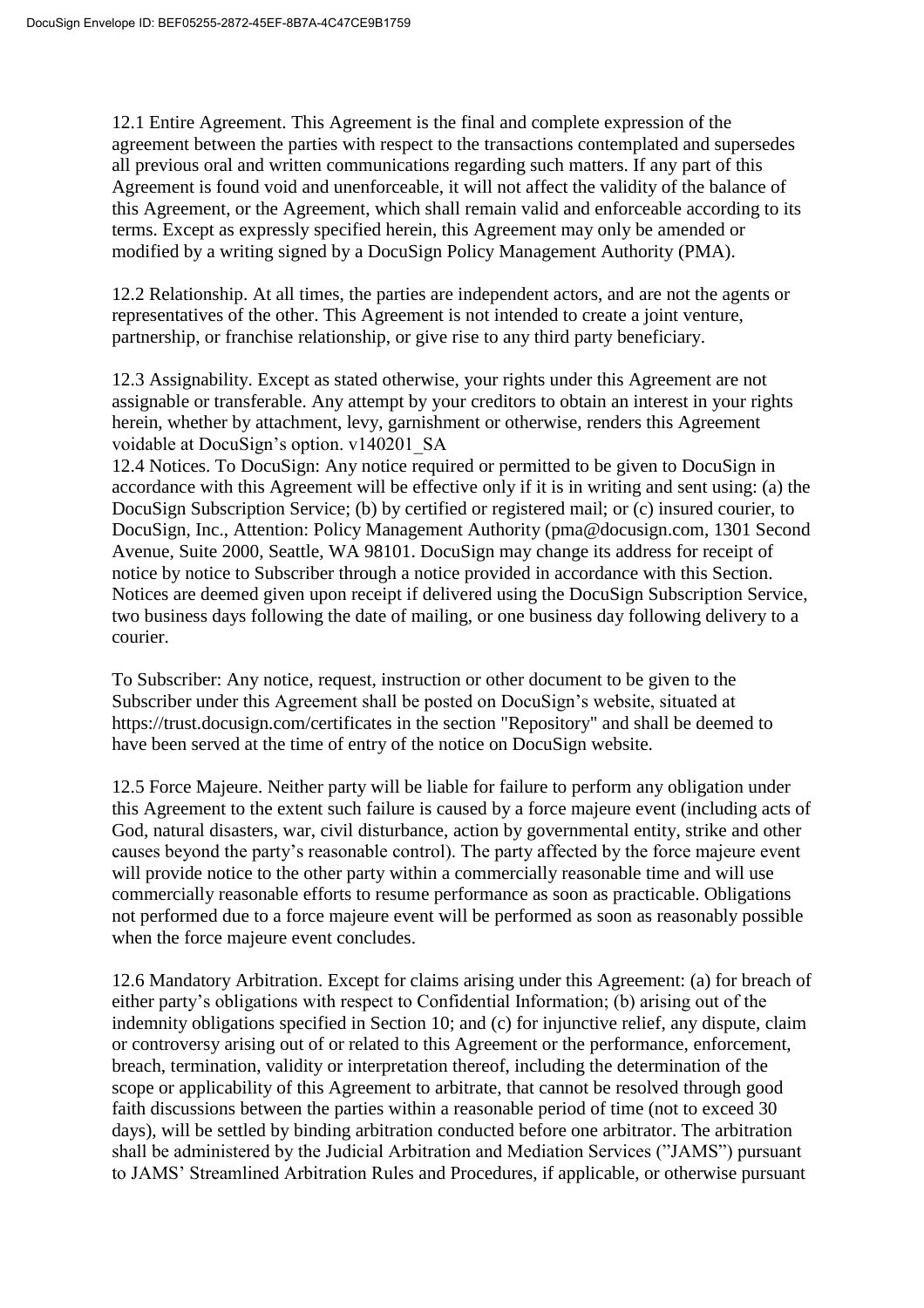12.1 Entire Agreement. This Agreement is the final and complete expression of the agreement between the parties with respect to the transactions contemplated and supersedes all previous oral and written communications regarding such matters. If any part of this Agreement is found void and unenforceable, it will not affect the validity of the balance of this Agreement, or the Agreement, which shall remain valid and enforceable according to its terms. Except as expressly specified herein, this Agreement may only be amended or modified by a writing signed by a DocuSign Policy Management Authority (PMA).

12.2 Relationship. At all times, the parties are independent actors, and are not the agents or representatives of the other. This Agreement is not intended to create a joint venture, partnership, or franchise relationship, or give rise to any third party beneficiary.

12.3 Assignability. Except as stated otherwise, your rights under this Agreement are not assignable or transferable. Any attempt by your creditors to obtain an interest in your rights herein, whether by attachment, levy, garnishment or otherwise, renders this Agreement voidable at DocuSign's option. v140201_SA

12.4 Notices. To DocuSign: Any notice required or permitted to be given to DocuSign in accordance with this Agreement will be effective only if it is in writing and sent using: (a) the DocuSign Subscription Service; (b) by certified or registered mail; or (c) insured courier, to DocuSign, Inc., Attention: Policy Management Authority (pma@docusign.com, 1301 Second Avenue, Suite 2000, Seattle, WA 98101. DocuSign may change its address for receipt of notice by notice to Subscriber through a notice provided in accordance with this Section. Notices are deemed given upon receipt if delivered using the DocuSign Subscription Service, two business days following the date of mailing, or one business day following delivery to a courier.

To Subscriber: Any notice, request, instruction or other document to be given to the Subscriber under this Agreement shall be posted on DocuSign's website, situated at https://trust.docusign.com/certificates in the section "Repository" and shall be deemed to have been served at the time of entry of the notice on DocuSign website.

12.5 Force Majeure. Neither party will be liable for failure to perform any obligation under this Agreement to the extent such failure is caused by a force majeure event (including acts of God, natural disasters, war, civil disturbance, action by governmental entity, strike and other causes beyond the party's reasonable control). The party affected by the force majeure event will provide notice to the other party within a commercially reasonable time and will use commercially reasonable efforts to resume performance as soon as practicable. Obligations not performed due to a force majeure event will be performed as soon as reasonably possible when the force majeure event concludes.

12.6 Mandatory Arbitration. Except for claims arising under this Agreement: (a) for breach of either party's obligations with respect to Confidential Information; (b) arising out of the indemnity obligations specified in Section 10; and (c) for injunctive relief, any dispute, claim or controversy arising out of or related to this Agreement or the performance, enforcement, breach, termination, validity or interpretation thereof, including the determination of the scope or applicability of this Agreement to arbitrate, that cannot be resolved through good faith discussions between the parties within a reasonable period of time (not to exceed 30 days), will be settled by binding arbitration conducted before one arbitrator. The arbitration shall be administered by the Judicial Arbitration and Mediation Services ("JAMS") pursuant to JAMS' Streamlined Arbitration Rules and Procedures, if applicable, or otherwise pursuant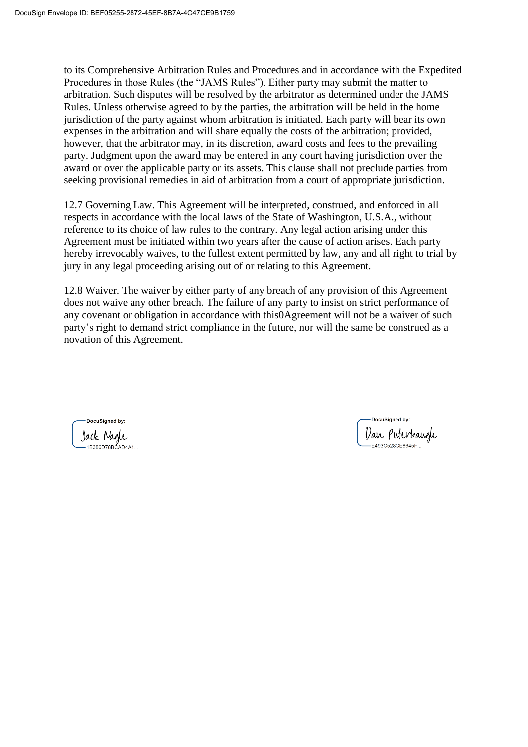to its Comprehensive Arbitration Rules and Procedures and in accordance with the Expedited Procedures in those Rules (the "JAMS Rules"). Either party may submit the matter to arbitration. Such disputes will be resolved by the arbitrator as determined under the JAMS Rules. Unless otherwise agreed to by the parties, the arbitration will be held in the home jurisdiction of the party against whom arbitration is initiated. Each party will bear its own expenses in the arbitration and will share equally the costs of the arbitration; provided, however, that the arbitrator may, in its discretion, award costs and fees to the prevailing party. Judgment upon the award may be entered in any court having jurisdiction over the award or over the applicable party or its assets. This clause shall not preclude parties from seeking provisional remedies in aid of arbitration from a court of appropriate jurisdiction.

12.7 Governing Law. This Agreement will be interpreted, construed, and enforced in all respects in accordance with the local laws of the State of Washington, U.S.A., without reference to its choice of law rules to the contrary. Any legal action arising under this Agreement must be initiated within two years after the cause of action arises. Each party hereby irrevocably waives, to the fullest extent permitted by law, any and all right to trial by jury in any legal proceeding arising out of or relating to this Agreement.

12.8 Waiver. The waiver by either party of any breach of any provision of this Agreement does not waive any other breach. The failure of any party to insist on strict performance of any covenant or obligation in accordance with this0Agreement will not be a waiver of such party's right to demand strict compliance in the future, nor will the same be construed as a novation of this Agreement.

DocuSigned by:
Jack Nagle
1B386D78BCAD4A4...

DocuSigned by:
Dan Puterbaugh
E493C528CE8645F...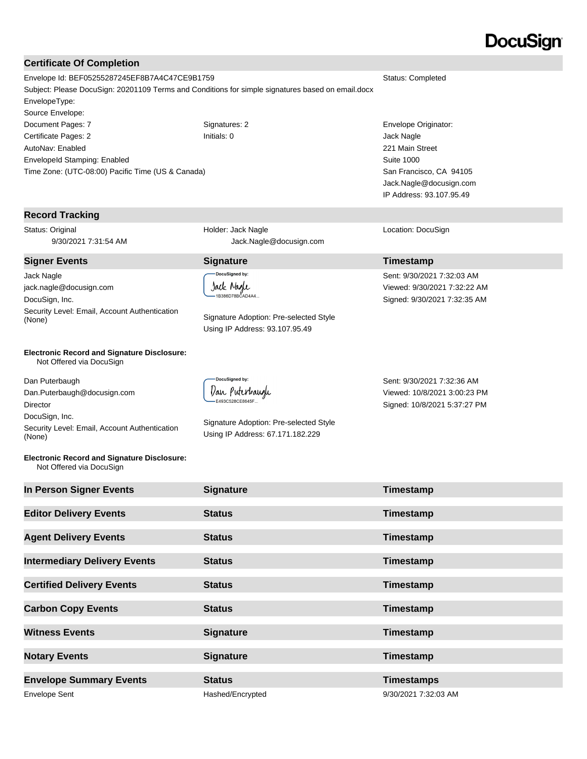DocuSign

## Certificate Of Completion

Envelope Id: BEF05255287245EF8B7A4C47CE9B1759 — Status: Completed

Subject: Please DocuSign: 20201109 Terms and Conditions for simple signatures based on email.docx

EnvelopeType:

Source Envelope:

| | | |
|---|---|---|
| Document Pages: 7 | Signatures: 2 | Envelope Originator: |
| Certificate Pages: 2 | Initials: 0 | Jack Nagle |
| AutoNav: Enabled | | 221 Main Street |
| EnvelopeId Stamping: Enabled | | Suite 1000 |
| Time Zone: (UTC-08:00) Pacific Time (US & Canada) | | San Francisco, CA 94105 |
| | | Jack.Nagle@docusign.com |
| | | IP Address: 93.107.95.49 |

## Record Tracking

| | | |
|---|---|---|
| Status: Original<br>9/30/2021 7:31:54 AM | Holder: Jack Nagle<br>Jack.Nagle@docusign.com | Location: DocuSign |

| Signer Events | Signature | Timestamp |
|---|---|---|
| Jack Nagle<br>jack.nagle@docusign.com<br>DocuSign, Inc.<br>Security Level: Email, Account Authentication (None) | DocuSigned by: Jack Nagle 1B386D78BCAD4A4...<br>Signature Adoption: Pre-selected Style<br>Using IP Address: 93.107.95.49 | Sent: 9/30/2021 7:32:03 AM<br>Viewed: 9/30/2021 7:32:22 AM<br>Signed: 9/30/2021 7:32:35 AM |
| **Electronic Record and Signature Disclosure:**<br>Not Offered via DocuSign | | |
| Dan Puterbaugh<br>Dan.Puterbaugh@docusign.com<br>Director<br>DocuSign, Inc.<br>Security Level: Email, Account Authentication (None) | DocuSigned by: Dan Puterbaugh E493C528CE8645F...<br>Signature Adoption: Pre-selected Style<br>Using IP Address: 67.171.182.229 | Sent: 9/30/2021 7:32:36 AM<br>Viewed: 10/8/2021 3:00:23 PM<br>Signed: 10/8/2021 5:37:27 PM |
| **Electronic Record and Signature Disclosure:**<br>Not Offered via DocuSign | | |

| In Person Signer Events | Signature | Timestamp |
|---|---|---|

| Editor Delivery Events | Status | Timestamp |
|---|---|---|

| Agent Delivery Events | Status | Timestamp |
|---|---|---|

| Intermediary Delivery Events | Status | Timestamp |
|---|---|---|

| Certified Delivery Events | Status | Timestamp |
|---|---|---|

| Carbon Copy Events | Status | Timestamp |
|---|---|---|

| Witness Events | Signature | Timestamp |
|---|---|---|

| Notary Events | Signature | Timestamp |
|---|---|---|

| Envelope Summary Events | Status | Timestamps |
|---|---|---|
| Envelope Sent | Hashed/Encrypted | 9/30/2021 7:32:03 AM |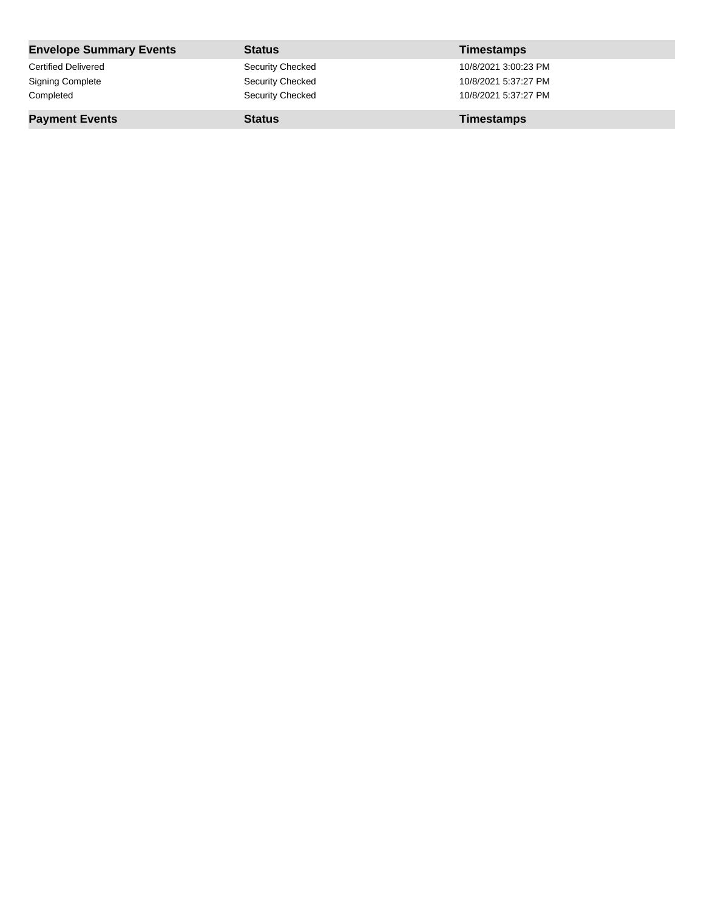| Envelope Summary Events | Status | Timestamps |
|---|---|---|
| Certified Delivered | Security Checked | 10/8/2021 3:00:23 PM |
| Signing Complete | Security Checked | 10/8/2021 5:37:27 PM |
| Completed | Security Checked | 10/8/2021 5:37:27 PM |

| Payment Events | Status | Timestamps |
|---|---|---|